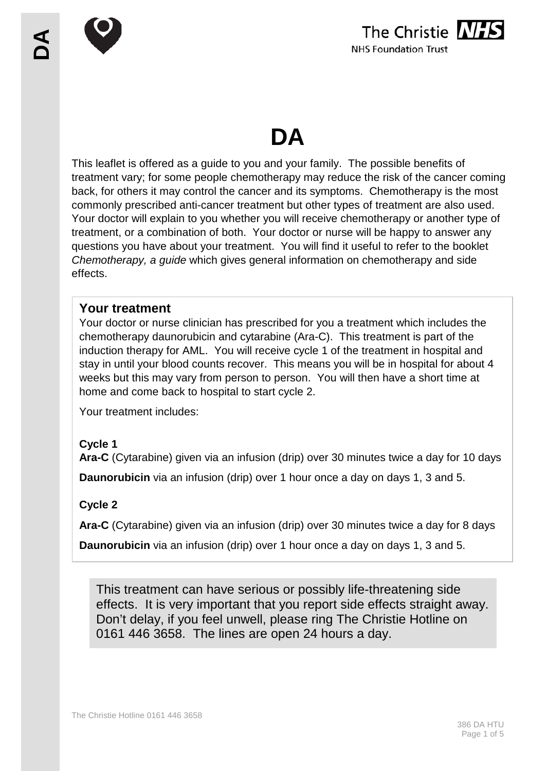# DA

This leaflet is offered as a guide to you and your family. The possible benefits of treatment vary; for some people chemotherapy may reduce the risk of the cancer coming back, for others it may control the cancer and its symptoms. Chemotherapy is the most commonly prescribed anti-cancer treatment but other types of treatment are also used. Your doctor will explain to you whether you will receive chemotherapy or another type of treatment, or a combination of both. Your doctor or nurse will be happy to answer any questions you have about your treatment. You will find it useful to refer to the booklet *Chemotherapy, a guide* which gives general information on chemotherapy and side effects.

## Your treatment

Your doctor or nurse clinician has prescribed for you a treatment which includes the chemotherapy daunorubicin and cytarabine (Ara-C). This treatment is part of the induction therapy for AML. You will receive cycle 1 of the treatment in hospital and stay in until your blood counts recover. This means you will be in hospital for about 4 weeks but this may vary from person to person. You will then have a short time at home and come back to hospital to start cycle 2.

Your treatment includes:

**Cycle 1**

**Ara-C** (Cytarabine) given via an infusion (drip) over 30 minutes twice a day for 10 days

**Daunorubicin** via an infusion (drip) over 1 hour once a day on days 1, 3 and 5.

**Cycle 2**

**Ara-C** (Cytarabine) given via an infusion (drip) over 30 minutes twice a day for 8 days

**Daunorubicin** via an infusion (drip) over 1 hour once a day on days 1, 3 and 5.

This treatment can have serious or possibly life-threatening side effects. It is very important that you report side effects straight away. Don't delay, if you feel unwell, please ring The Christie Hotline on 0161 446 3658. The lines are open 24 hours a day.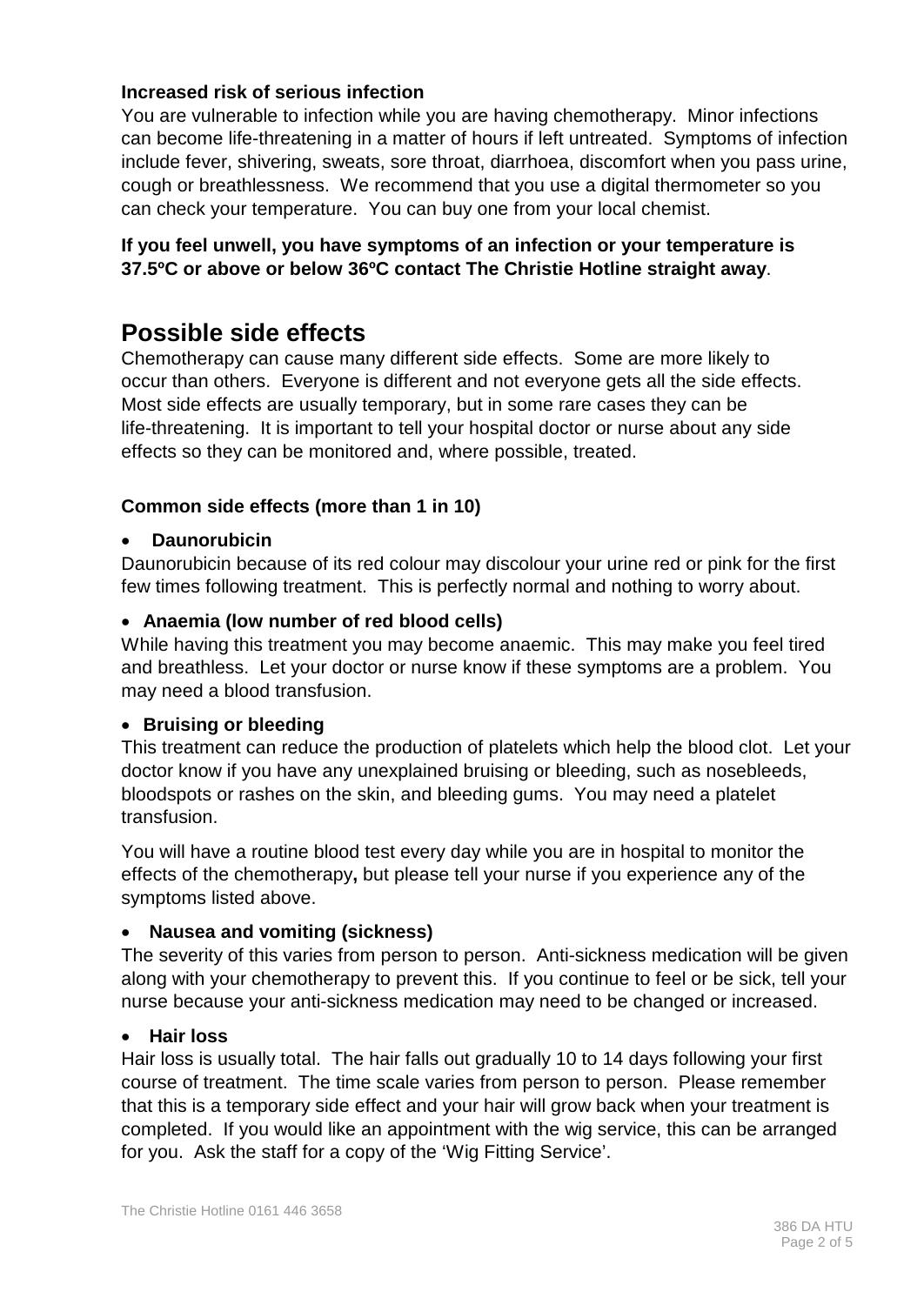**Increased risk of serious infection**

You are vulnerable to infection while you are having chemotherapy. Minor infections can become life-threatening in a matter of hours if left untreated. Symptoms of infection include fever, shivering, sweats, sore throat, diarrhoea, discomfort when you pass urine, cough or breathlessness. We recommend that you use a digital thermometer so you can check your temperature. You can buy one from your local chemist.

**If you feel unwell, you have symptoms of an infection or your temperature is 37.5ºC or above or below 36ºC contact The Christie Hotline straight away**.

# Possible side effects

Chemotherapy can cause many different side effects. Some are more likely to occur than others. Everyone is different and not everyone gets all the side effects. Most side effects are usually temporary, but in some rare cases they can be life-threatening. It is important to tell your hospital doctor or nurse about any side effects so they can be monitored and, where possible, treated.

### Common side effects (more than 1 in 10)

- **Daunorubicin**

Daunorubicin because of its red colour may discolour your urine red or pink for the first few times following treatment. This is perfectly normal and nothing to worry about.

- **Anaemia (low number of red blood cells)**

While having this treatment you may become anaemic. This may make you feel tired and breathless. Let your doctor or nurse know if these symptoms are a problem. You may need a blood transfusion.

- **Bruising or bleeding**

This treatment can reduce the production of platelets which help the blood clot. Let your doctor know if you have any unexplained bruising or bleeding, such as nosebleeds, bloodspots or rashes on the skin, and bleeding gums. You may need a platelet transfusion.

You will have a routine blood test every day while you are in hospital to monitor the effects of the chemotherapy**,** but please tell your nurse if you experience any of the symptoms listed above.

- **Nausea and vomiting (sickness)**

The severity of this varies from person to person. Anti-sickness medication will be given along with your chemotherapy to prevent this. If you continue to feel or be sick, tell your nurse because your anti-sickness medication may need to be changed or increased.

- **Hair loss**

Hair loss is usually total. The hair falls out gradually 10 to 14 days following your first course of treatment. The time scale varies from person to person. Please remember that this is a temporary side effect and your hair will grow back when your treatment is completed. If you would like an appointment with the wig service, this can be arranged for you. Ask the staff for a copy of the 'Wig Fitting Service'.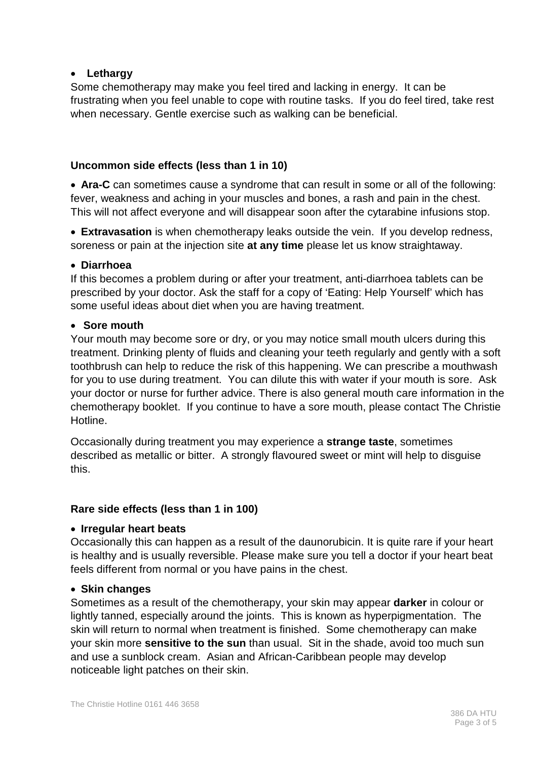- **Lethargy**

Some chemotherapy may make you feel tired and lacking in energy. It can be frustrating when you feel unable to cope with routine tasks. If you do feel tired, take rest when necessary. Gentle exercise such as walking can be beneficial.

### Uncommon side effects (less than 1 in 10)

- **Ara-C** can sometimes cause a syndrome that can result in some or all of the following: fever, weakness and aching in your muscles and bones, a rash and pain in the chest. This will not affect everyone and will disappear soon after the cytarabine infusions stop.

- **Extravasation** is when chemotherapy leaks outside the vein. If you develop redness, soreness or pain at the injection site **at any time** please let us know straightaway.

- **Diarrhoea**

If this becomes a problem during or after your treatment, anti-diarrhoea tablets can be prescribed by your doctor. Ask the staff for a copy of 'Eating: Help Yourself' which has some useful ideas about diet when you are having treatment.

- **Sore mouth**

Your mouth may become sore or dry, or you may notice small mouth ulcers during this treatment. Drinking plenty of fluids and cleaning your teeth regularly and gently with a soft toothbrush can help to reduce the risk of this happening. We can prescribe a mouthwash for you to use during treatment. You can dilute this with water if your mouth is sore. Ask your doctor or nurse for further advice. There is also general mouth care information in the chemotherapy booklet. If you continue to have a sore mouth, please contact The Christie Hotline.

Occasionally during treatment you may experience a **strange taste**, sometimes described as metallic or bitter. A strongly flavoured sweet or mint will help to disguise this.

### Rare side effects (less than 1 in 100)

- **Irregular heart beats**

Occasionally this can happen as a result of the daunorubicin. It is quite rare if your heart is healthy and is usually reversible. Please make sure you tell a doctor if your heart beat feels different from normal or you have pains in the chest.

- **Skin changes**

Sometimes as a result of the chemotherapy, your skin may appear **darker** in colour or lightly tanned, especially around the joints. This is known as hyperpigmentation. The skin will return to normal when treatment is finished. Some chemotherapy can make your skin more **sensitive to the sun** than usual. Sit in the shade, avoid too much sun and use a sunblock cream. Asian and African-Caribbean people may develop noticeable light patches on their skin.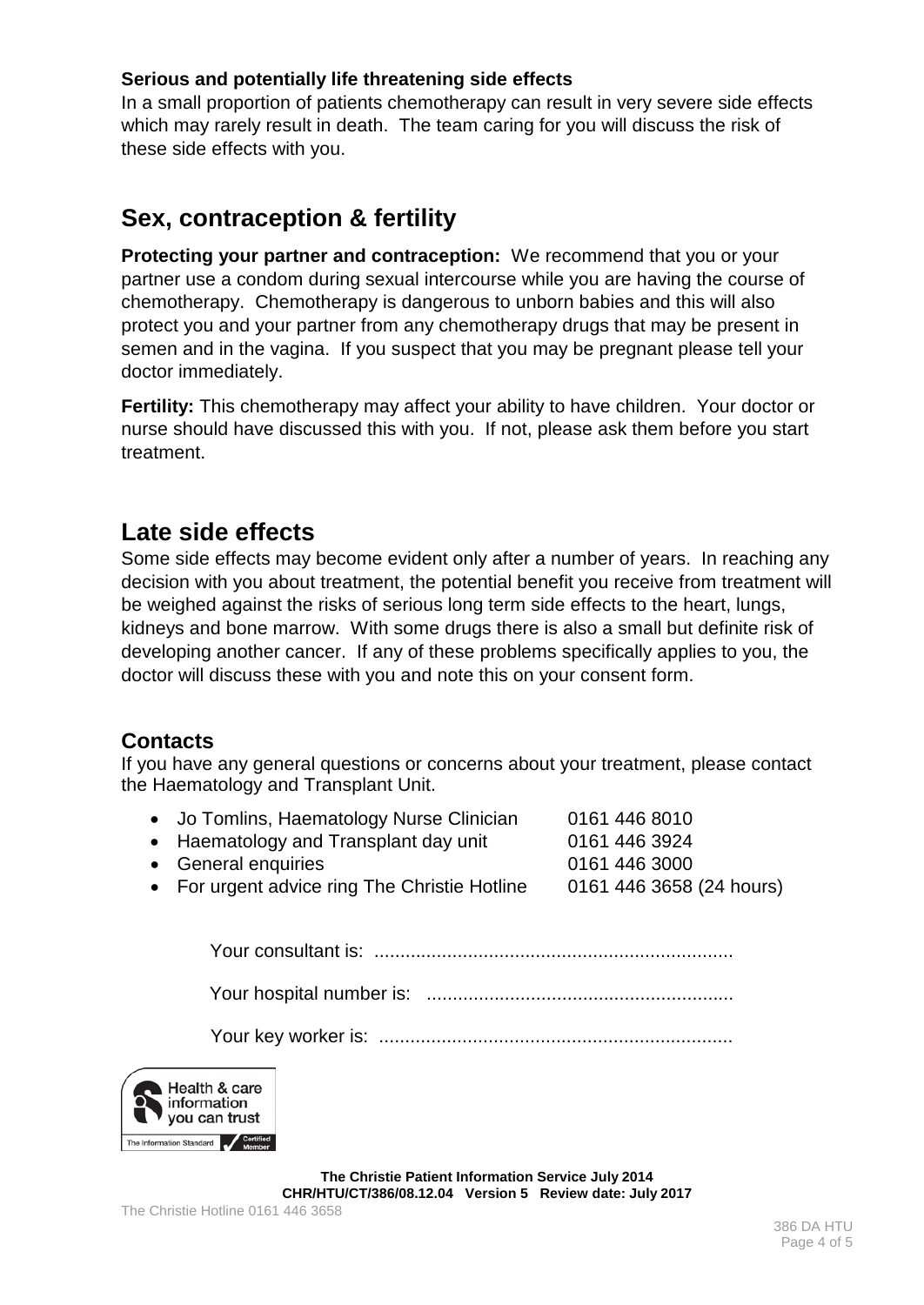**Serious and potentially life threatening side effects**

In a small proportion of patients chemotherapy can result in very severe side effects which may rarely result in death. The team caring for you will discuss the risk of these side effects with you.

## Sex, contraception & fertility

**Protecting your partner and contraception:** We recommend that you or your partner use a condom during sexual intercourse while you are having the course of chemotherapy. Chemotherapy is dangerous to unborn babies and this will also protect you and your partner from any chemotherapy drugs that may be present in semen and in the vagina. If you suspect that you may be pregnant please tell your doctor immediately.

**Fertility:** This chemotherapy may affect your ability to have children. Your doctor or nurse should have discussed this with you. If not, please ask them before you start treatment.

## Late side effects

Some side effects may become evident only after a number of years. In reaching any decision with you about treatment, the potential benefit you receive from treatment will be weighed against the risks of serious long term side effects to the heart, lungs, kidneys and bone marrow. With some drugs there is also a small but definite risk of developing another cancer. If any of these problems specifically applies to you, the doctor will discuss these with you and note this on your consent form.

### Contacts

If you have any general questions or concerns about your treatment, please contact the Haematology and Transplant Unit.

- Jo Tomlins, Haematology Nurse Clinician 0161 446 8010
- Haematology and Transplant day unit 0161 446 3924
- General enquiries 0161 446 3000
- For urgent advice ring The Christie Hotline 0161 446 3658 (24 hours)

Your consultant is: ....................................................................

Your hospital number is: ..........................................................

Your key worker is: ...................................................................

Health & care information you can trust
The Information Standard Certified Member

**The Christie Patient Information Service July 2014**
**CHR/HTU/CT/386/08.12.04 Version 5 Review date: July 2017**

The Christie Hotline 0161 446 3658

386 DA HTU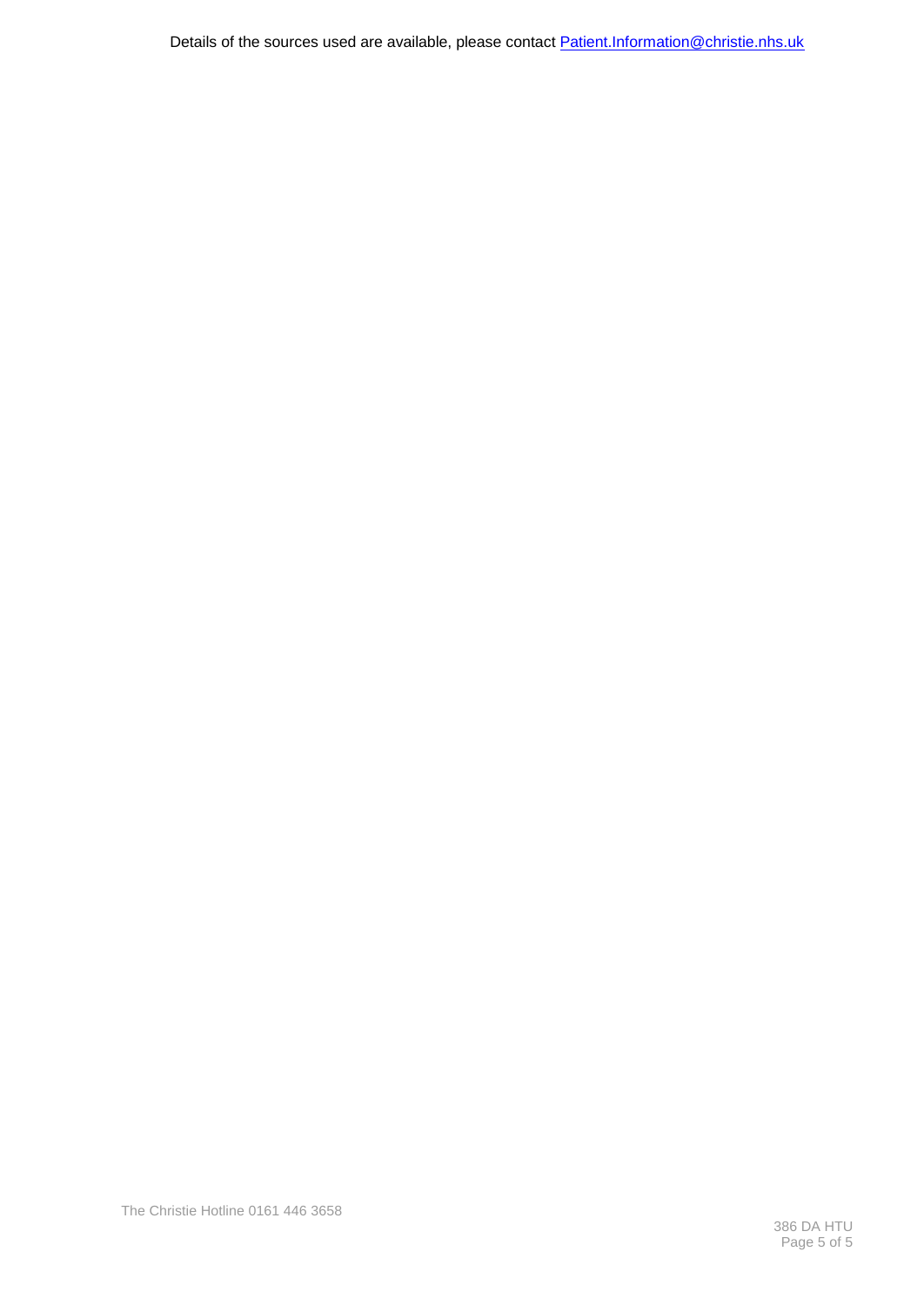Details of the sources used are available, please contact Patient.Information@christie.nhs.uk